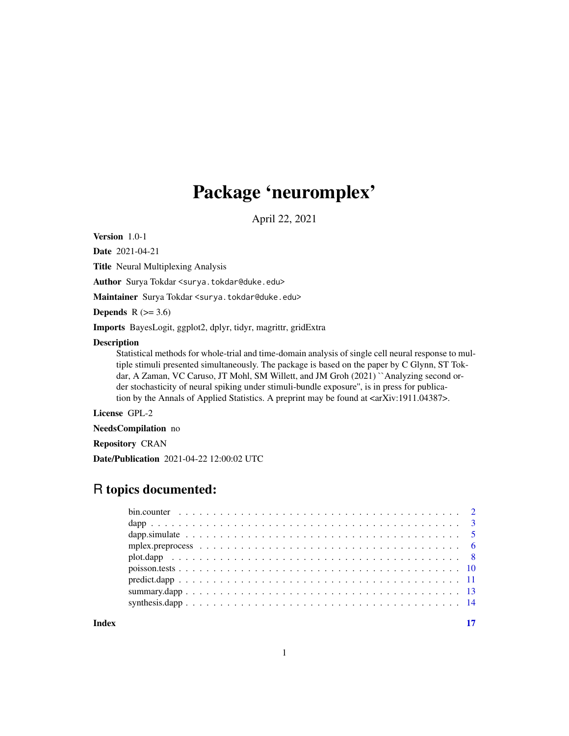# Package 'neuromplex'

April 22, 2021

**Version** 1.0-1

**Date** 2021-04-21

**Title** Neural Multiplexing Analysis

**Author** Surya Tokdar <surya.tokdar@duke.edu>

**Maintainer** Surya Tokdar <surya.tokdar@duke.edu>

**Depends** R (>= 3.6)

**Imports** BayesLogit, ggplot2, dplyr, tidyr, magrittr, gridExtra

**Description**
Statistical methods for whole-trial and time-domain analysis of single cell neural response to multiple stimuli presented simultaneously. The package is based on the paper by C Glynn, ST Tokdar, A Zaman, VC Caruso, JT Mohl, SM Willett, and JM Groh (2021) ``Analyzing second order stochasticity of neural spiking under stimuli-bundle exposure'', is in press for publication by the Annals of Applied Statistics. A preprint may be found at <arXiv:1911.04387>.

**License** GPL-2

**NeedsCompilation** no

**Repository** CRAN

**Date/Publication** 2021-04-22 12:00:02 UTC

## R topics documented:

| | |
|---|---|
| bin.counter | 2 |
| dapp | 3 |
| dapp.simulate | 5 |
| mplex.preprocess | 6 |
| plot.dapp | 8 |
| poisson.tests | 10 |
| predict.dapp | 11 |
| summary.dapp | 13 |
| synthesis.dapp | 14 |
| **Index** | **17** |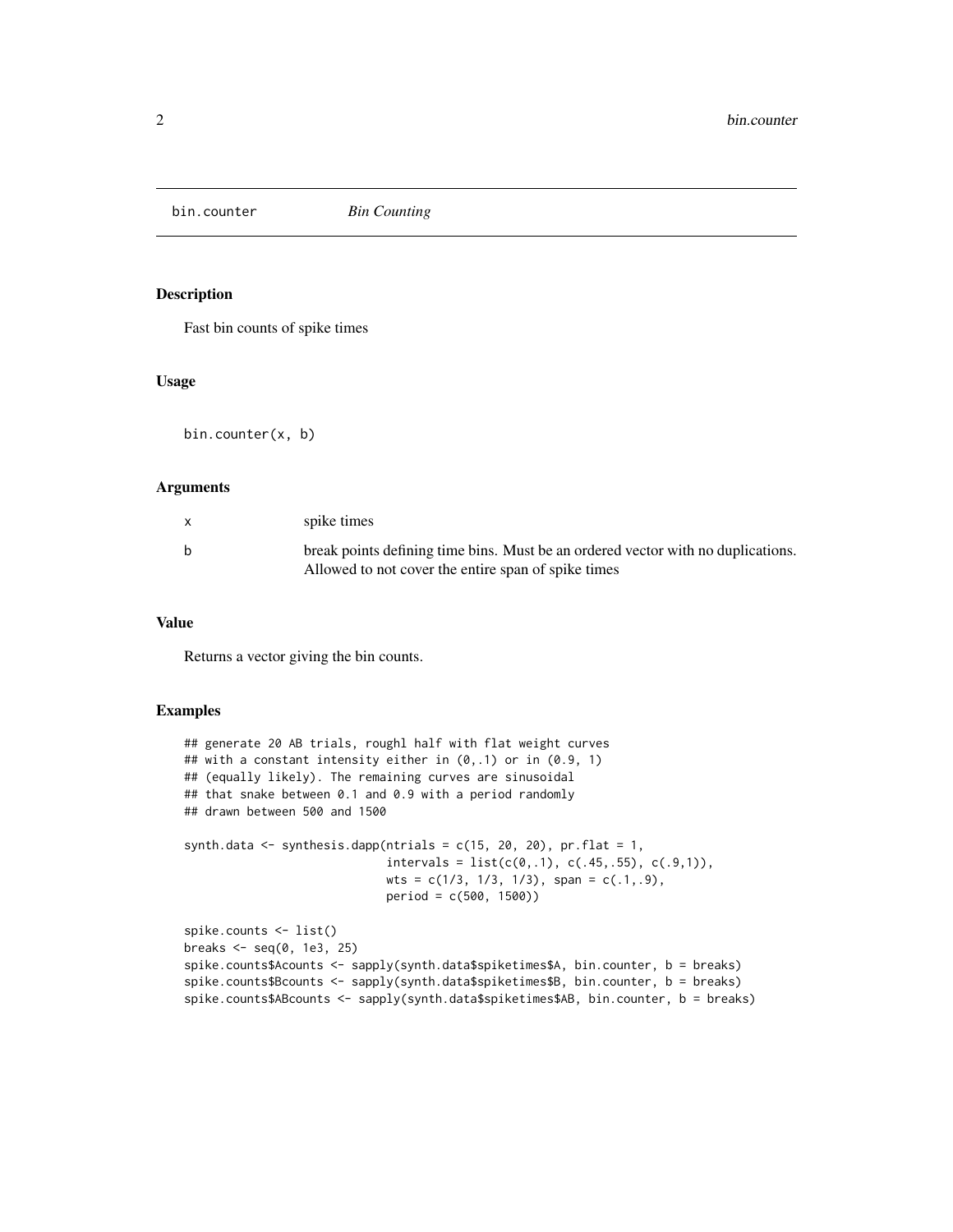bin.counter *Bin Counting*

## Description

Fast bin counts of spike times

## Usage

```
bin.counter(x, b)
```

## Arguments

| | |
|---|---|
| x | spike times |
| b | break points defining time bins. Must be an ordered vector with no duplications. Allowed to not cover the entire span of spike times |

## Value

Returns a vector giving the bin counts.

## Examples

```
## generate 20 AB trials, roughl half with flat weight curves
## with a constant intensity either in (0,.1) or in (0.9, 1)
## (equally likely). The remaining curves are sinusoidal
## that snake between 0.1 and 0.9 with a period randomly
## drawn between 500 and 1500

synth.data <- synthesis.dapp(ntrials = c(15, 20, 20), pr.flat = 1,
                             intervals = list(c(0,.1), c(.45,.55), c(.9,1)),
                             wts = c(1/3, 1/3, 1/3), span = c(.1,.9),
                             period = c(500, 1500))

spike.counts <- list()
breaks <- seq(0, 1e3, 25)
spike.counts$Acounts <- sapply(synth.data$spiketimes$A, bin.counter, b = breaks)
spike.counts$Bcounts <- sapply(synth.data$spiketimes$B, bin.counter, b = breaks)
spike.counts$ABcounts <- sapply(synth.data$spiketimes$AB, bin.counter, b = breaks)
```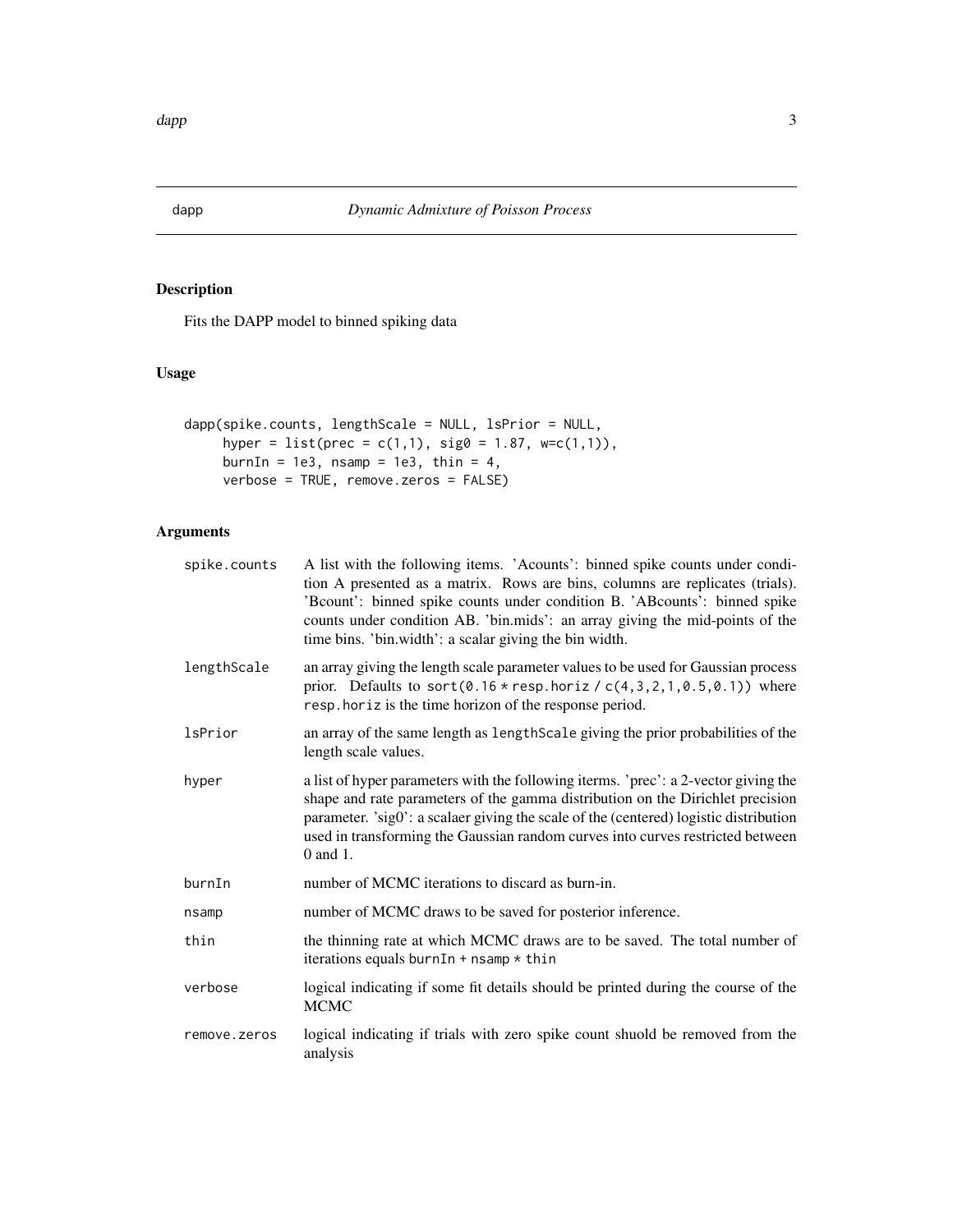## dapp — *Dynamic Admixture of Poisson Process*

### Description

Fits the DAPP model to binned spiking data

### Usage

```
dapp(spike.counts, lengthScale = NULL, lsPrior = NULL,
     hyper = list(prec = c(1,1), sig0 = 1.87, w=c(1,1)),
     burnIn = 1e3, nsamp = 1e3, thin = 4,
     verbose = TRUE, remove.zeros = FALSE)
```

### Arguments

| | |
|---|---|
| spike.counts | A list with the following items. 'Acounts': binned spike counts under condition A presented as a matrix. Rows are bins, columns are replicates (trials). 'Bcount': binned spike counts under condition B. 'ABcounts': binned spike counts under condition AB. 'bin.mids': an array giving the mid-points of the time bins. 'bin.width': a scalar giving the bin width. |
| lengthScale | an array giving the length scale parameter values to be used for Gaussian process prior. Defaults to `sort(0.16 * resp.horiz / c(4,3,2,1,0.5,0.1))` where `resp.horiz` is the time horizon of the response period. |
| lsPrior | an array of the same length as `lengthScale` giving the prior probabilities of the length scale values. |
| hyper | a list of hyper parameters with the following iterms. 'prec': a 2-vector giving the shape and rate parameters of the gamma distribution on the Dirichlet precision parameter. 'sig0': a scalaer giving the scale of the (centered) logistic distribution used in transforming the Gaussian random curves into curves restricted between 0 and 1. |
| burnIn | number of MCMC iterations to discard as burn-in. |
| nsamp | number of MCMC draws to be saved for posterior inference. |
| thin | the thinning rate at which MCMC draws are to be saved. The total number of iterations equals `burnIn + nsamp * thin` |
| verbose | logical indicating if some fit details should be printed during the course of the MCMC |
| remove.zeros | logical indicating if trials with zero spike count shuold be removed from the analysis |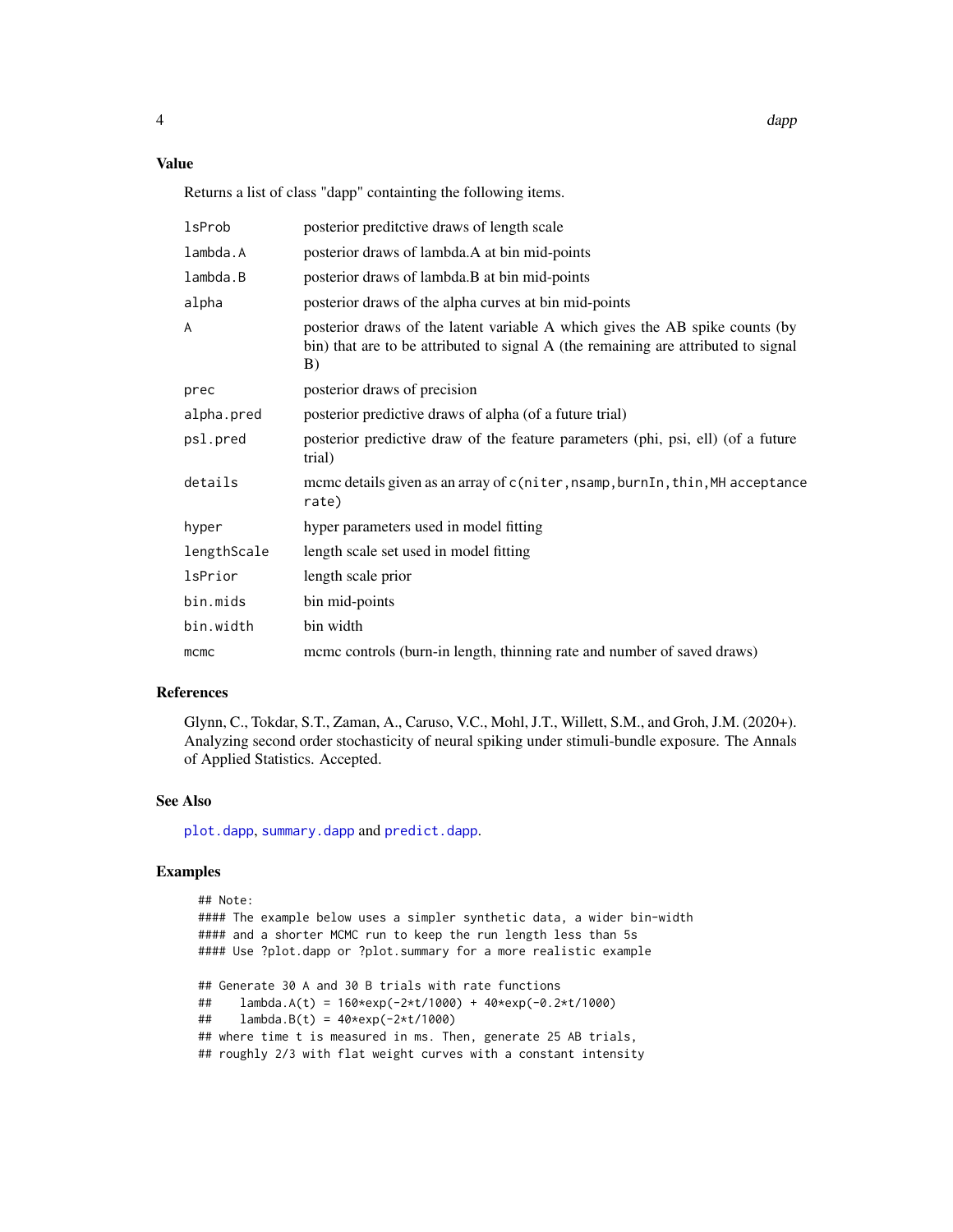### Value

Returns a list of class "dapp" containting the following items.

| | |
|---|---|
| lsProb | posterior preditctive draws of length scale |
| lambda.A | posterior draws of lambda.A at bin mid-points |
| lambda.B | posterior draws of lambda.B at bin mid-points |
| alpha | posterior draws of the alpha curves at bin mid-points |
| A | posterior draws of the latent variable A which gives the AB spike counts (by bin) that are to be attributed to signal A (the remaining are attributed to signal B) |
| prec | posterior draws of precision |
| alpha.pred | posterior predictive draws of alpha (of a future trial) |
| psl.pred | posterior predictive draw of the feature parameters (phi, psi, ell) (of a future trial) |
| details | mcmc details given as an array of `c(niter,nsamp,burnIn,thin,MH acceptance rate)` |
| hyper | hyper parameters used in model fitting |
| lengthScale | length scale set used in model fitting |
| lsPrior | length scale prior |
| bin.mids | bin mid-points |
| bin.width | bin width |
| mcmc | mcmc controls (burn-in length, thinning rate and number of saved draws) |

### References

Glynn, C., Tokdar, S.T., Zaman, A., Caruso, V.C., Mohl, J.T., Willett, S.M., and Groh, J.M. (2020+). Analyzing second order stochasticity of neural spiking under stimuli-bundle exposure. The Annals of Applied Statistics. Accepted.

### See Also

plot.dapp, summary.dapp and predict.dapp.

### Examples

```
## Note:
#### The example below uses a simpler synthetic data, a wider bin-width
#### and a shorter MCMC run to keep the run length less than 5s
#### Use ?plot.dapp or ?plot.summary for a more realistic example

## Generate 30 A and 30 B trials with rate functions
##    lambda.A(t) = 160*exp(-2*t/1000) + 40*exp(-0.2*t/1000)
##    lambda.B(t) = 40*exp(-2*t/1000)
## where time t is measured in ms. Then, generate 25 AB trials,
## roughly 2/3 with flat weight curves with a constant intensity
```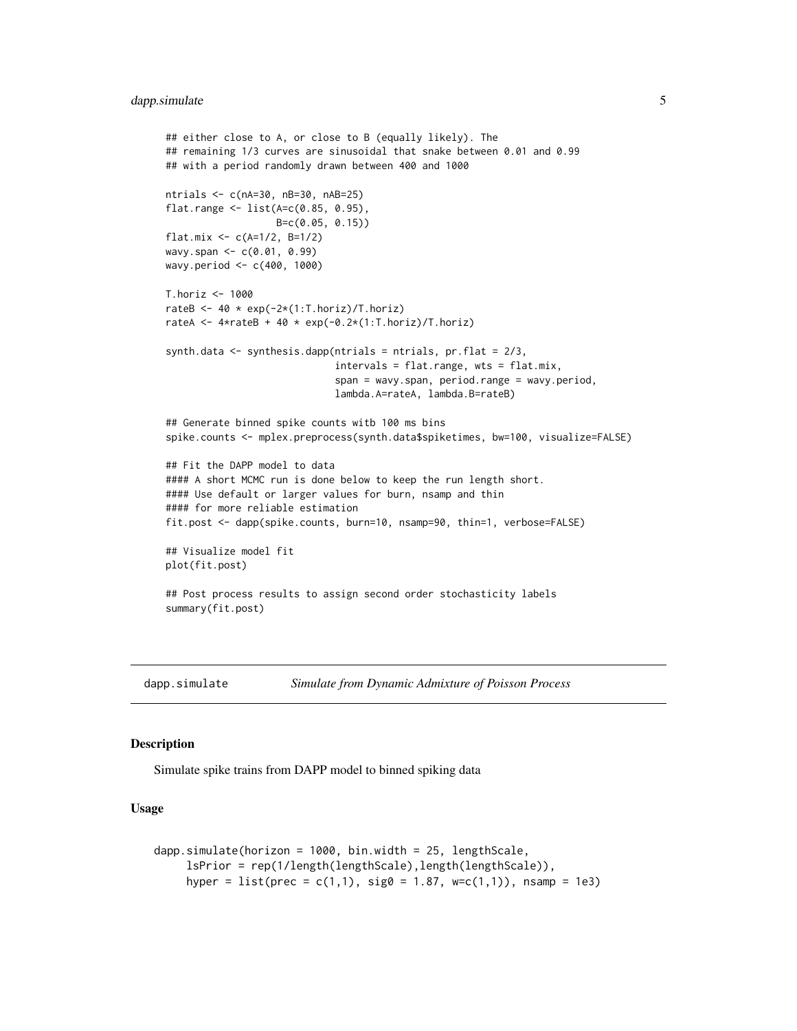```
## either close to A, or close to B (equally likely). The
## remaining 1/3 curves are sinusoidal that snake between 0.01 and 0.99
## with a period randomly drawn between 400 and 1000

ntrials <- c(nA=30, nB=30, nAB=25)
flat.range <- list(A=c(0.85, 0.95),
                   B=c(0.05, 0.15))
flat.mix <- c(A=1/2, B=1/2)
wavy.span <- c(0.01, 0.99)
wavy.period <- c(400, 1000)

T.horiz <- 1000
rateB <- 40 * exp(-2*(1:T.horiz)/T.horiz)
rateA <- 4*rateB + 40 * exp(-0.2*(1:T.horiz)/T.horiz)

synth.data <- synthesis.dapp(ntrials = ntrials, pr.flat = 2/3,
                             intervals = flat.range, wts = flat.mix,
                             span = wavy.span, period.range = wavy.period,
                             lambda.A=rateA, lambda.B=rateB)

## Generate binned spike counts witb 100 ms bins
spike.counts <- mplex.preprocess(synth.data$spiketimes, bw=100, visualize=FALSE)

## Fit the DAPP model to data
#### A short MCMC run is done below to keep the run length short.
#### Use default or larger values for burn, nsamp and thin
#### for more reliable estimation
fit.post <- dapp(spike.counts, burn=10, nsamp=90, thin=1, verbose=FALSE)

## Visualize model fit
plot(fit.post)

## Post process results to assign second order stochasticity labels
summary(fit.post)
```

---

## dapp.simulate — *Simulate from Dynamic Admixture of Poisson Process*

### Description

Simulate spike trains from DAPP model to binned spiking data

### Usage

```
dapp.simulate(horizon = 1000, bin.width = 25, lengthScale,
     lsPrior = rep(1/length(lengthScale),length(lengthScale)),
     hyper = list(prec = c(1,1), sig0 = 1.87, w=c(1,1)), nsamp = 1e3)
```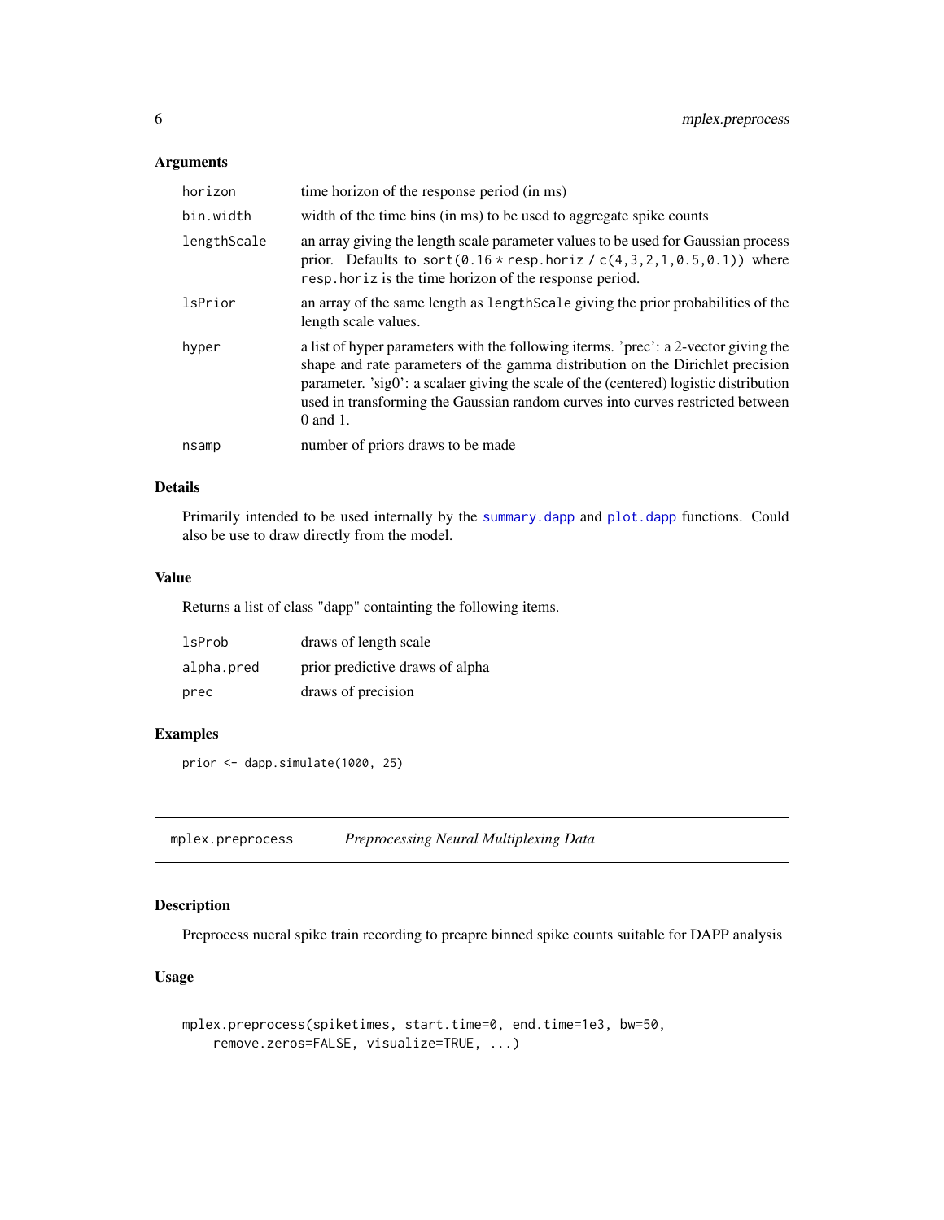### Arguments

| | |
|---|---|
| `horizon` | time horizon of the response period (in ms) |
| `bin.width` | width of the time bins (in ms) to be used to aggregate spike counts |
| `lengthScale` | an array giving the length scale parameter values to be used for Gaussian process prior. Defaults to `sort(0.16 * resp.horiz / c(4,3,2,1,0.5,0.1))` where `resp.horiz` is the time horizon of the response period. |
| `lsPrior` | an array of the same length as `lengthScale` giving the prior probabilities of the length scale values. |
| `hyper` | a list of hyper parameters with the following iterms. 'prec': a 2-vector giving the shape and rate parameters of the gamma distribution on the Dirichlet precision parameter. 'sig0': a scalaer giving the scale of the (centered) logistic distribution used in transforming the Gaussian random curves into curves restricted between 0 and 1. |
| `nsamp` | number of priors draws to be made |

### Details

Primarily intended to be used internally by the `summary.dapp` and `plot.dapp` functions. Could also be use to draw directly from the model.

### Value

Returns a list of class "dapp" containting the following items.

| | |
|---|---|
| `lsProb` | draws of length scale |
| `alpha.pred` | prior predictive draws of alpha |
| `prec` | draws of precision |

### Examples

```
prior <- dapp.simulate(1000, 25)
```

---

## `mplex.preprocess` *Preprocessing Neural Multiplexing Data*

---

### Description

Preprocess nueral spike train recording to preapre binned spike counts suitable for DAPP analysis

### Usage

```
mplex.preprocess(spiketimes, start.time=0, end.time=1e3, bw=50,
    remove.zeros=FALSE, visualize=TRUE, ...)
```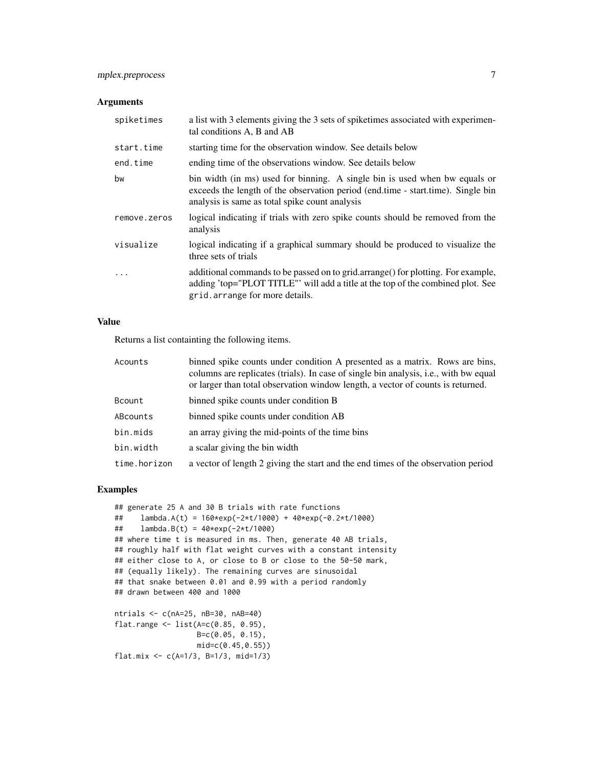### Arguments

| | |
|---|---|
| `spiketimes` | a list with 3 elements giving the 3 sets of spiketimes associated with experimental conditions A, B and AB |
| `start.time` | starting time for the observation window. See details below |
| `end.time` | ending time of the observations window. See details below |
| `bw` | bin width (in ms) used for binning. A single bin is used when bw equals or exceeds the length of the observation period (end.time - start.time). Single bin analysis is same as total spike count analysis |
| `remove.zeros` | logical indicating if trials with zero spike counts should be removed from the analysis |
| `visualize` | logical indicating if a graphical summary should be produced to visualize the three sets of trials |
| `...` | additional commands to be passed on to grid.arrange() for plotting. For example, adding 'top="PLOT TITLE"' will add a title at the top of the combined plot. See `grid.arrange` for more details. |

### Value

Returns a list containting the following items.

| | |
|---|---|
| `Acounts` | binned spike counts under condition A presented as a matrix. Rows are bins, columns are replicates (trials). In case of single bin analysis, i.e., with bw equal or larger than total observation window length, a vector of counts is returned. |
| `Bcount` | binned spike counts under condition B |
| `ABcounts` | binned spike counts under condition AB |
| `bin.mids` | an array giving the mid-points of the time bins |
| `bin.width` | a scalar giving the bin width |
| `time.horizon` | a vector of length 2 giving the start and the end times of the observation period |

### Examples

```
## generate 25 A and 30 B trials with rate functions
##    lambda.A(t) = 160*exp(-2*t/1000) + 40*exp(-0.2*t/1000)
##    lambda.B(t) = 40*exp(-2*t/1000)
## where time t is measured in ms. Then, generate 40 AB trials,
## roughly half with flat weight curves with a constant intensity
## either close to A, or close to B or close to the 50-50 mark,
## (equally likely). The remaining curves are sinusoidal
## that snake between 0.01 and 0.99 with a period randomly
## drawn between 400 and 1000

ntrials <- c(nA=25, nB=30, nAB=40)
flat.range <- list(A=c(0.85, 0.95),
                   B=c(0.05, 0.15),
                   mid=c(0.45,0.55))
flat.mix <- c(A=1/3, B=1/3, mid=1/3)
```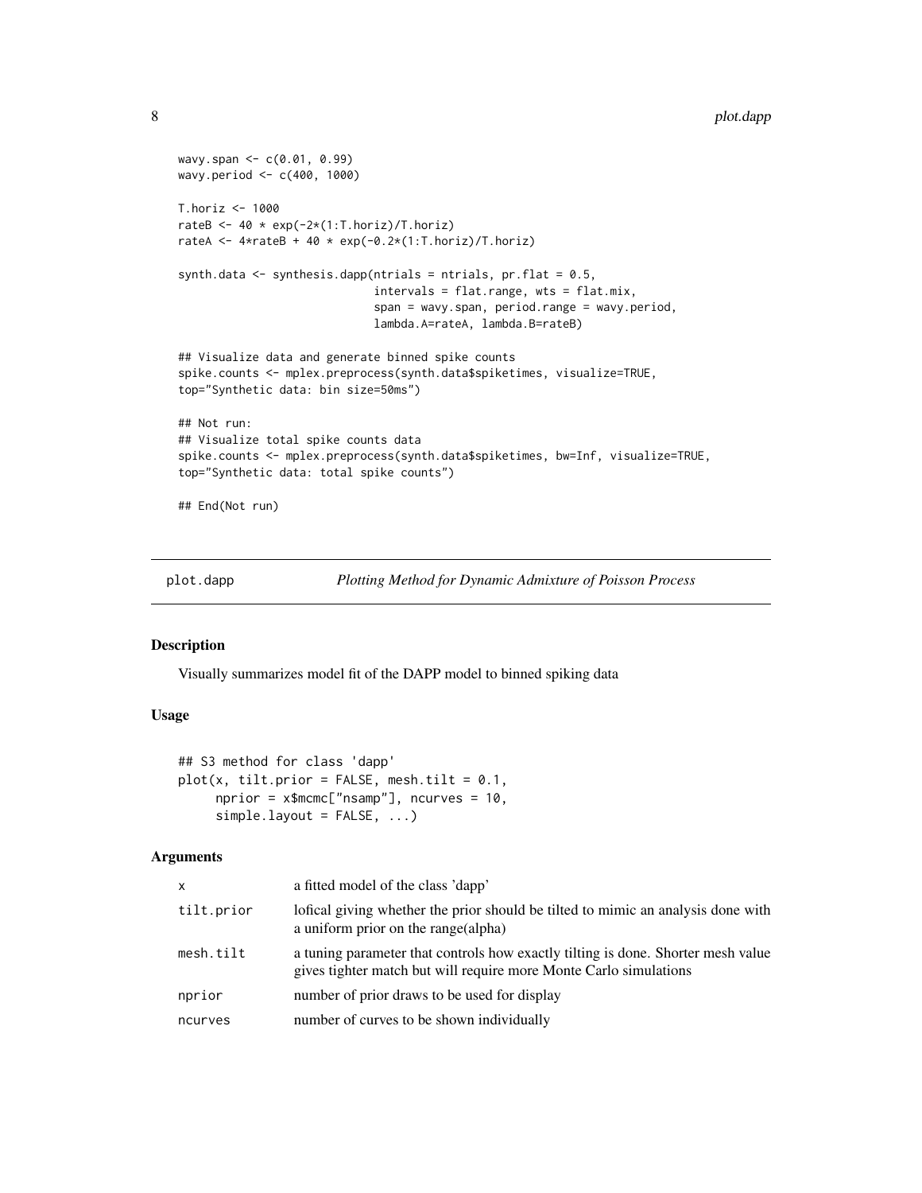```
wavy.span <- c(0.01, 0.99)
wavy.period <- c(400, 1000)

T.horiz <- 1000
rateB <- 40 * exp(-2*(1:T.horiz)/T.horiz)
rateA <- 4*rateB + 40 * exp(-0.2*(1:T.horiz)/T.horiz)

synth.data <- synthesis.dapp(ntrials = ntrials, pr.flat = 0.5,
                             intervals = flat.range, wts = flat.mix,
                             span = wavy.span, period.range = wavy.period,
                             lambda.A=rateA, lambda.B=rateB)

## Visualize data and generate binned spike counts
spike.counts <- mplex.preprocess(synth.data$spiketimes, visualize=TRUE,
top="Synthetic data: bin size=50ms")

## Not run:
## Visualize total spike counts data
spike.counts <- mplex.preprocess(synth.data$spiketimes, bw=Inf, visualize=TRUE,
top="Synthetic data: total spike counts")

## End(Not run)
```

## plot.dapp — *Plotting Method for Dynamic Admixture of Poisson Process*

### Description

Visually summarizes model fit of the DAPP model to binned spiking data

### Usage

```
## S3 method for class 'dapp'
plot(x, tilt.prior = FALSE, mesh.tilt = 0.1,
     nprior = x$mcmc["nsamp"], ncurves = 10,
     simple.layout = FALSE, ...)
```

### Arguments

| | |
|---|---|
| x | a fitted model of the class 'dapp' |
| tilt.prior | lofical giving whether the prior should be tilted to mimic an analysis done with a uniform prior on the range(alpha) |
| mesh.tilt | a tuning parameter that controls how exactly tilting is done. Shorter mesh value gives tighter match but will require more Monte Carlo simulations |
| nprior | number of prior draws to be used for display |
| ncurves | number of curves to be shown individually |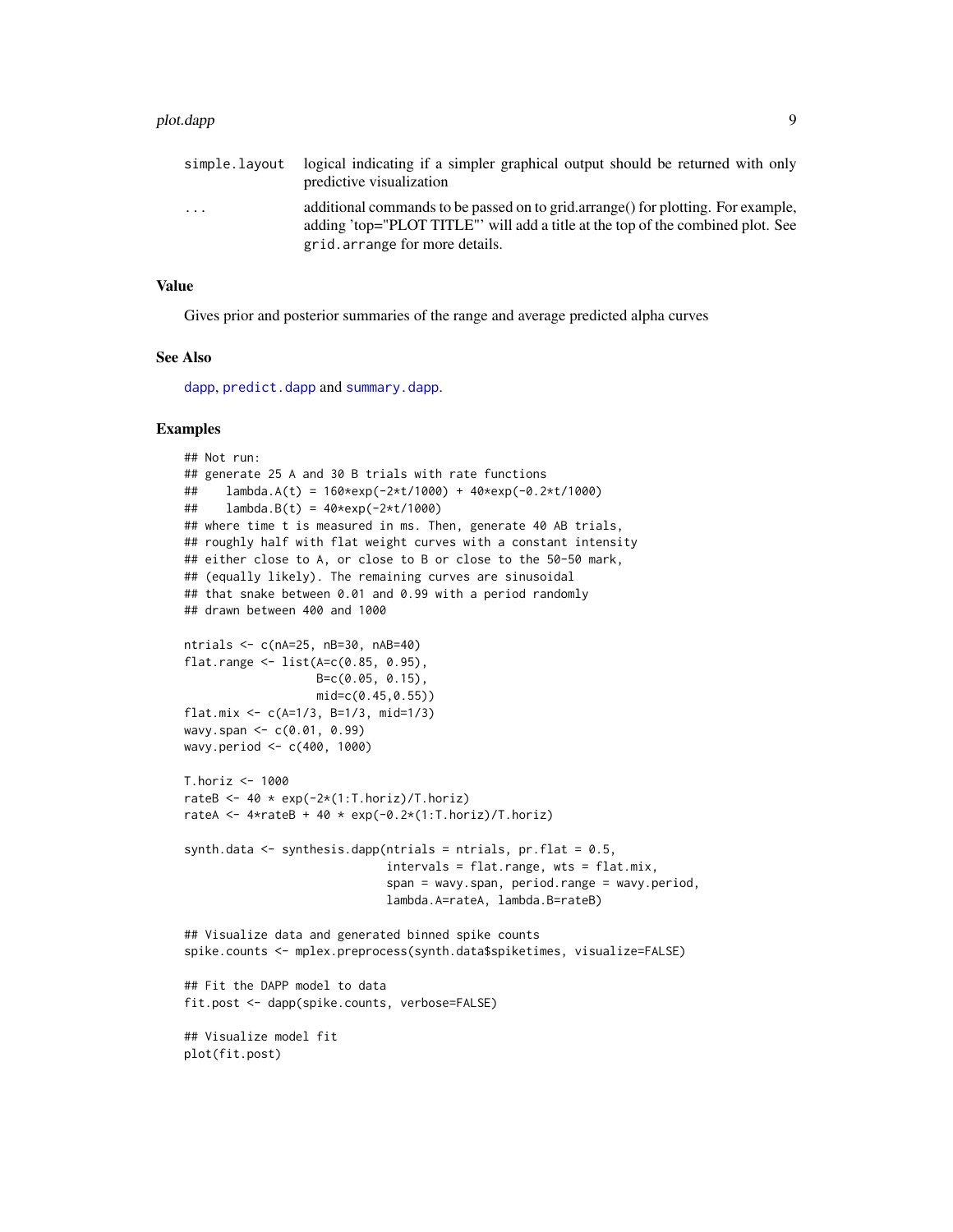| | |
|---|---|
| simple.layout | logical indicating if a simpler graphical output should be returned with only predictive visualization |
| ... | additional commands to be passed on to grid.arrange() for plotting. For example, adding 'top="PLOT TITLE"' will add a title at the top of the combined plot. See grid.arrange for more details. |

## Value

Gives prior and posterior summaries of the range and average predicted alpha curves

## See Also

dapp, predict.dapp and summary.dapp.

## Examples

```
## Not run:
## generate 25 A and 30 B trials with rate functions
##    lambda.A(t) = 160*exp(-2*t/1000) + 40*exp(-0.2*t/1000)
##    lambda.B(t) = 40*exp(-2*t/1000)
## where time t is measured in ms. Then, generate 40 AB trials,
## roughly half with flat weight curves with a constant intensity
## either close to A, or close to B or close to the 50-50 mark,
## (equally likely). The remaining curves are sinusoidal
## that snake between 0.01 and 0.99 with a period randomly
## drawn between 400 and 1000

ntrials <- c(nA=25, nB=30, nAB=40)
flat.range <- list(A=c(0.85, 0.95),
                   B=c(0.05, 0.15),
                   mid=c(0.45,0.55))
flat.mix <- c(A=1/3, B=1/3, mid=1/3)
wavy.span <- c(0.01, 0.99)
wavy.period <- c(400, 1000)

T.horiz <- 1000
rateB <- 40 * exp(-2*(1:T.horiz)/T.horiz)
rateA <- 4*rateB + 40 * exp(-0.2*(1:T.horiz)/T.horiz)

synth.data <- synthesis.dapp(ntrials = ntrials, pr.flat = 0.5,
                             intervals = flat.range, wts = flat.mix,
                             span = wavy.span, period.range = wavy.period,
                             lambda.A=rateA, lambda.B=rateB)

## Visualize data and generated binned spike counts
spike.counts <- mplex.preprocess(synth.data$spiketimes, visualize=FALSE)

## Fit the DAPP model to data
fit.post <- dapp(spike.counts, verbose=FALSE)

## Visualize model fit
plot(fit.post)
```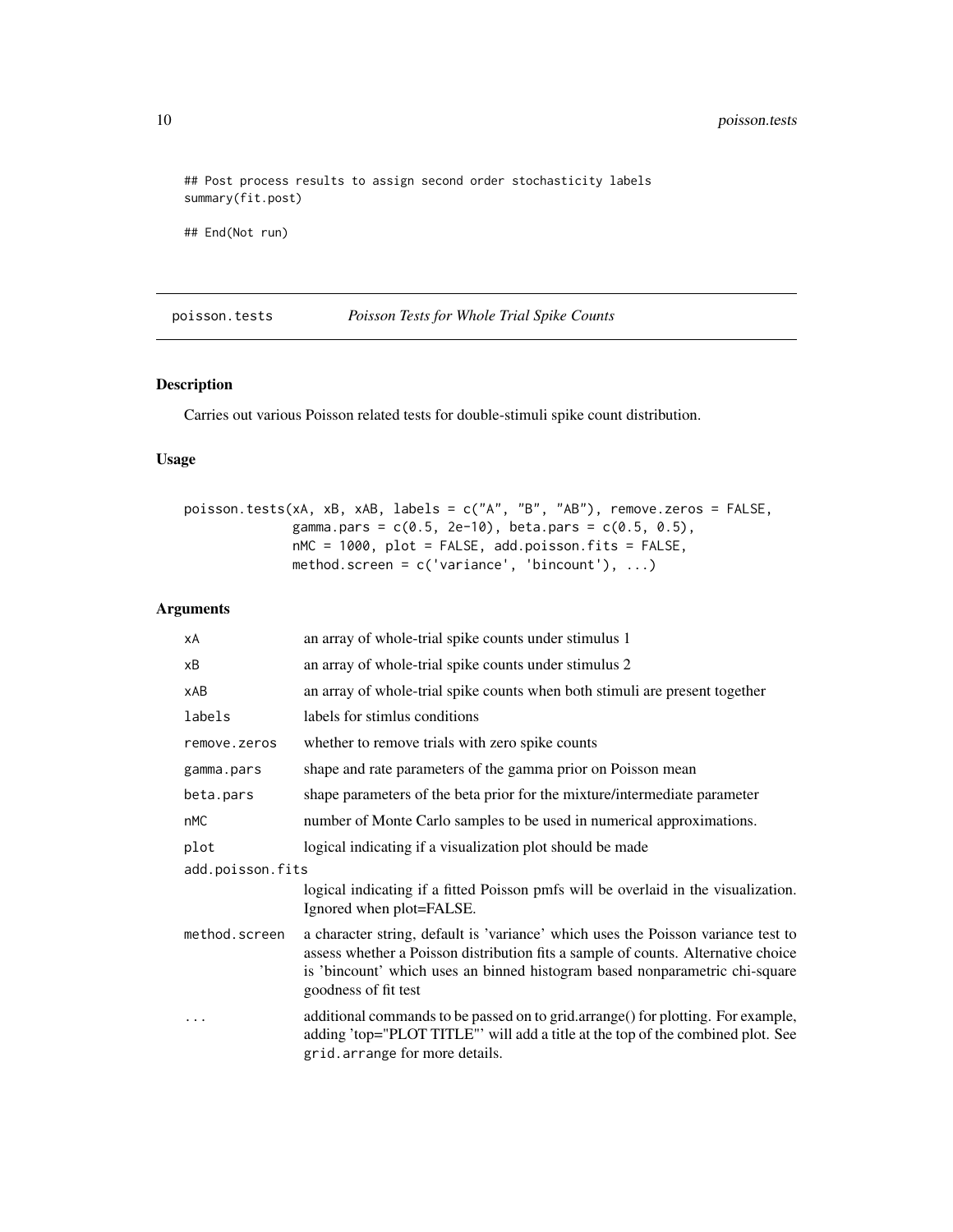```
## Post process results to assign second order stochasticity labels
summary(fit.post)

## End(Not run)
```

---

## poisson.tests — *Poisson Tests for Whole Trial Spike Counts*

---

### Description

Carries out various Poisson related tests for double-stimuli spike count distribution.

### Usage

```
poisson.tests(xA, xB, xAB, labels = c("A", "B", "AB"), remove.zeros = FALSE,
              gamma.pars = c(0.5, 2e-10), beta.pars = c(0.5, 0.5),
              nMC = 1000, plot = FALSE, add.poisson.fits = FALSE,
              method.screen = c('variance', 'bincount'), ...)
```

### Arguments

| | |
|---|---|
| `xA` | an array of whole-trial spike counts under stimulus 1 |
| `xB` | an array of whole-trial spike counts under stimulus 2 |
| `xAB` | an array of whole-trial spike counts when both stimuli are present together |
| `labels` | labels for stimlus conditions |
| `remove.zeros` | whether to remove trials with zero spike counts |
| `gamma.pars` | shape and rate parameters of the gamma prior on Poisson mean |
| `beta.pars` | shape parameters of the beta prior for the mixture/intermediate parameter |
| `nMC` | number of Monte Carlo samples to be used in numerical approximations. |
| `plot` | logical indicating if a visualization plot should be made |
| `add.poisson.fits` | logical indicating if a fitted Poisson pmfs will be overlaid in the visualization. Ignored when plot=FALSE. |
| `method.screen` | a character string, default is 'variance' which uses the Poisson variance test to assess whether a Poisson distribution fits a sample of counts. Alternative choice is 'bincount' which uses an binned histogram based nonparametric chi-square goodness of fit test |
| `...` | additional commands to be passed on to grid.arrange() for plotting. For example, adding 'top="PLOT TITLE"' will add a title at the top of the combined plot. See `grid.arrange` for more details. |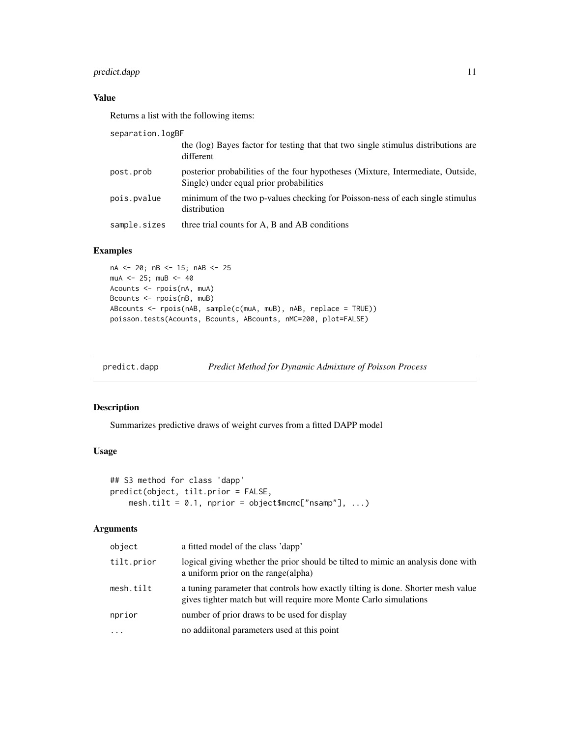### Value

Returns a list with the following items:

- `separation.logBF`: the (log) Bayes factor for testing that that two single stimulus distributions are different
- `post.prob`: posterior probabilities of the four hypotheses (Mixture, Intermediate, Outside, Single) under equal prior probabilities
- `pois.pvalue`: minimum of the two p-values checking for Poisson-ness of each single stimulus distribution
- `sample.sizes`: three trial counts for A, B and AB conditions

### Examples

```
nA <- 20; nB <- 15; nAB <- 25
muA <- 25; muB <- 40
Acounts <- rpois(nA, muA)
Bcounts <- rpois(nB, muB)
ABcounts <- rpois(nAB, sample(c(muA, muB), nAB, replace = TRUE))
poisson.tests(Acounts, Bcounts, ABcounts, nMC=200, plot=FALSE)
```

---

## predict.dapp — *Predict Method for Dynamic Admixture of Poisson Process*

### Description

Summarizes predictive draws of weight curves from a fitted DAPP model

### Usage

```
## S3 method for class 'dapp'
predict(object, tilt.prior = FALSE,
    mesh.tilt = 0.1, nprior = object$mcmc["nsamp"], ...)
```

### Arguments

- `object`: a fitted model of the class 'dapp'
- `tilt.prior`: logical giving whether the prior should be tilted to mimic an analysis done with a uniform prior on the range(alpha)
- `mesh.tilt`: a tuning parameter that controls how exactly tilting is done. Shorter mesh value gives tighter match but will require more Monte Carlo simulations
- `nprior`: number of prior draws to be used for display
- `...`: no addiitonal parameters used at this point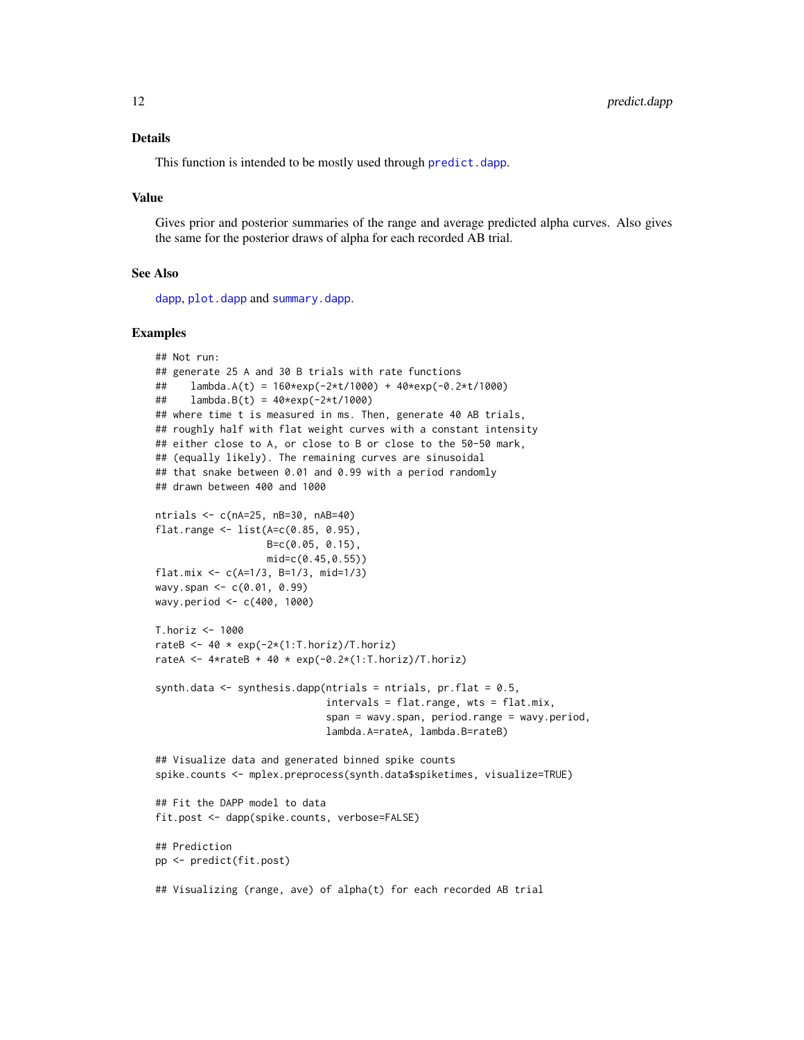### Details

This function is intended to be mostly used through `predict.dapp`.

### Value

Gives prior and posterior summaries of the range and average predicted alpha curves. Also gives the same for the posterior draws of alpha for each recorded AB trial.

### See Also

`dapp`, `plot.dapp` and `summary.dapp`.

### Examples

```
## Not run:
## generate 25 A and 30 B trials with rate functions
##    lambda.A(t) = 160*exp(-2*t/1000) + 40*exp(-0.2*t/1000)
##    lambda.B(t) = 40*exp(-2*t/1000)
## where time t is measured in ms. Then, generate 40 AB trials,
## roughly half with flat weight curves with a constant intensity
## either close to A, or close to B or close to the 50-50 mark,
## (equally likely). The remaining curves are sinusoidal
## that snake between 0.01 and 0.99 with a period randomly
## drawn between 400 and 1000

ntrials <- c(nA=25, nB=30, nAB=40)
flat.range <- list(A=c(0.85, 0.95),
                   B=c(0.05, 0.15),
                   mid=c(0.45,0.55))
flat.mix <- c(A=1/3, B=1/3, mid=1/3)
wavy.span <- c(0.01, 0.99)
wavy.period <- c(400, 1000)

T.horiz <- 1000
rateB <- 40 * exp(-2*(1:T.horiz)/T.horiz)
rateA <- 4*rateB + 40 * exp(-0.2*(1:T.horiz)/T.horiz)

synth.data <- synthesis.dapp(ntrials = ntrials, pr.flat = 0.5,
                             intervals = flat.range, wts = flat.mix,
                             span = wavy.span, period.range = wavy.period,
                             lambda.A=rateA, lambda.B=rateB)

## Visualize data and generated binned spike counts
spike.counts <- mplex.preprocess(synth.data$spiketimes, visualize=TRUE)

## Fit the DAPP model to data
fit.post <- dapp(spike.counts, verbose=FALSE)

## Prediction
pp <- predict(fit.post)

## Visualizing (range, ave) of alpha(t) for each recorded AB trial
```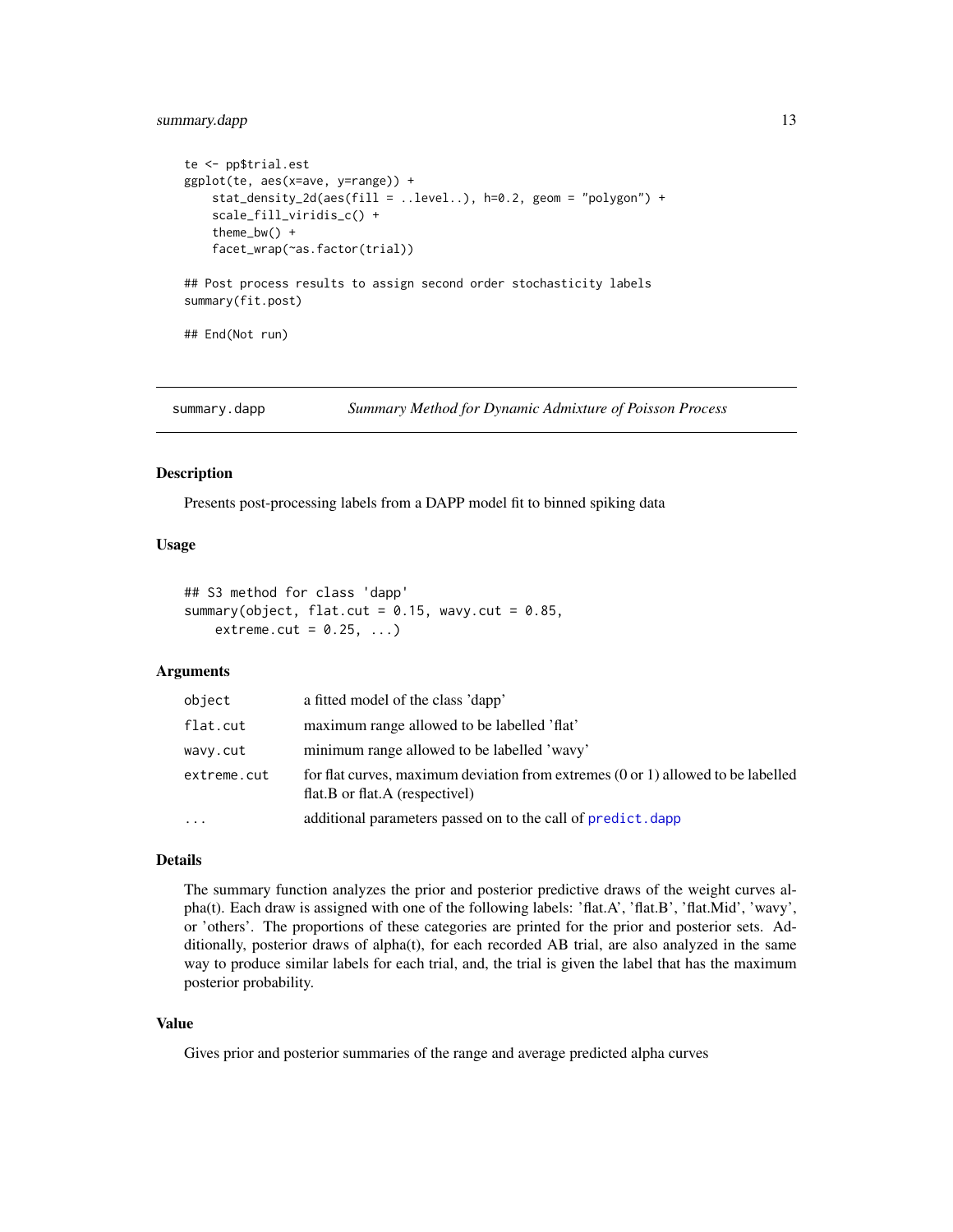```
te <- pp$trial.est
ggplot(te, aes(x=ave, y=range)) +
    stat_density_2d(aes(fill = ..level..), h=0.2, geom = "polygon") +
    scale_fill_viridis_c() +
    theme_bw() +
    facet_wrap(~as.factor(trial))

## Post process results to assign second order stochasticity labels
summary(fit.post)

## End(Not run)
```

---

## summary.dapp — *Summary Method for Dynamic Admixture of Poisson Process*

### Description

Presents post-processing labels from a DAPP model fit to binned spiking data

### Usage

```
## S3 method for class 'dapp'
summary(object, flat.cut = 0.15, wavy.cut = 0.85,
    extreme.cut = 0.25, ...)
```

### Arguments

| | |
|---|---|
| `object` | a fitted model of the class 'dapp' |
| `flat.cut` | maximum range allowed to be labelled 'flat' |
| `wavy.cut` | minimum range allowed to be labelled 'wavy' |
| `extreme.cut` | for flat curves, maximum deviation from extremes (0 or 1) allowed to be labelled flat.B or flat.A (respectivel) |
| `...` | additional parameters passed on to the call of `predict.dapp` |

### Details

The summary function analyzes the prior and posterior predictive draws of the weight curves alpha(t). Each draw is assigned with one of the following labels: 'flat.A', 'flat.B', 'flat.Mid', 'wavy', or 'others'. The proportions of these categories are printed for the prior and posterior sets. Additionally, posterior draws of alpha(t), for each recorded AB trial, are also analyzed in the same way to produce similar labels for each trial, and, the trial is given the label that has the maximum posterior probability.

### Value

Gives prior and posterior summaries of the range and average predicted alpha curves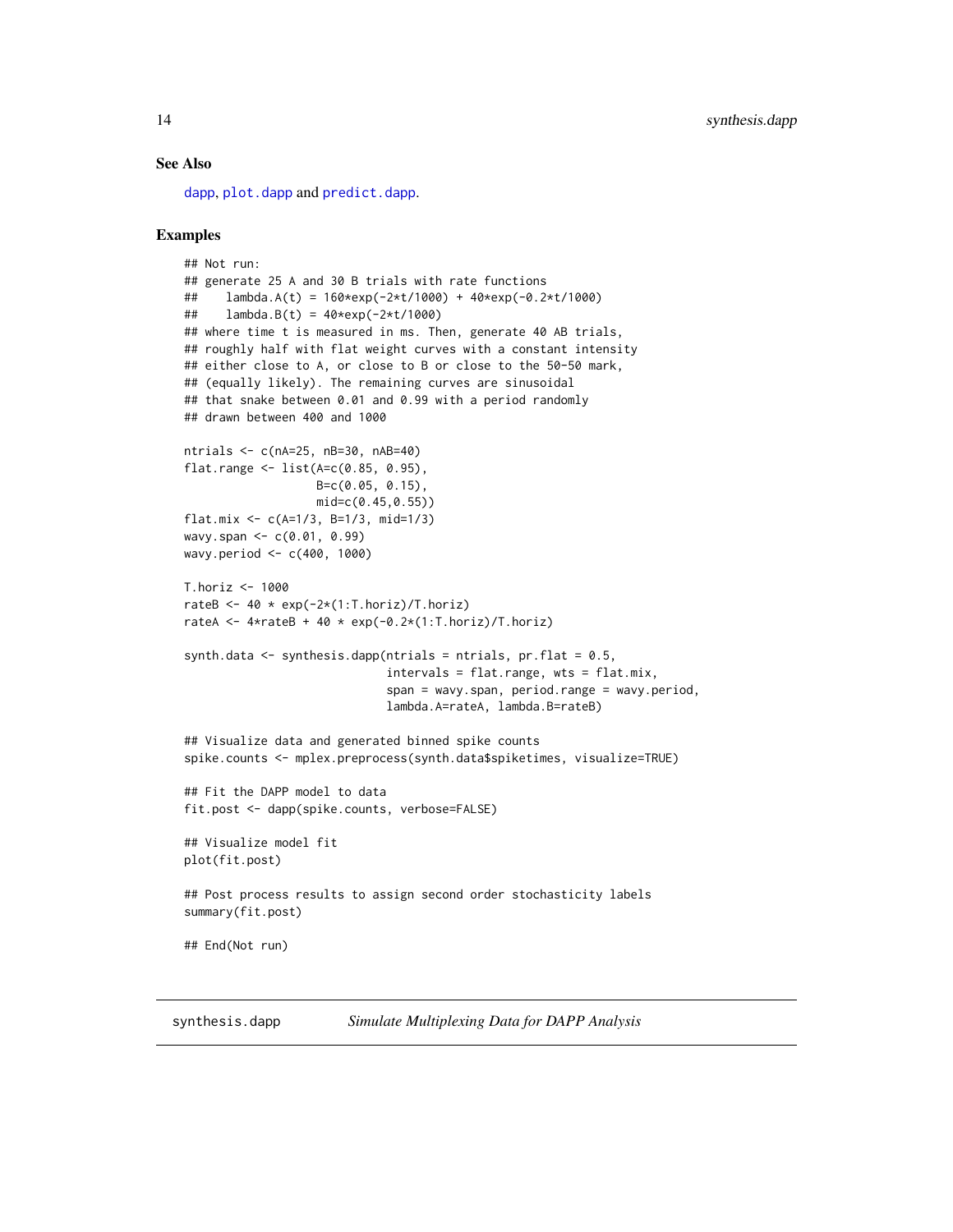## See Also

dapp, plot.dapp and predict.dapp.

## Examples

```
## Not run:
## generate 25 A and 30 B trials with rate functions
##    lambda.A(t) = 160*exp(-2*t/1000) + 40*exp(-0.2*t/1000)
##    lambda.B(t) = 40*exp(-2*t/1000)
## where time t is measured in ms. Then, generate 40 AB trials,
## roughly half with flat weight curves with a constant intensity
## either close to A, or close to B or close to the 50-50 mark,
## (equally likely). The remaining curves are sinusoidal
## that snake between 0.01 and 0.99 with a period randomly
## drawn between 400 and 1000

ntrials <- c(nA=25, nB=30, nAB=40)
flat.range <- list(A=c(0.85, 0.95),
                   B=c(0.05, 0.15),
                   mid=c(0.45,0.55))
flat.mix <- c(A=1/3, B=1/3, mid=1/3)
wavy.span <- c(0.01, 0.99)
wavy.period <- c(400, 1000)

T.horiz <- 1000
rateB <- 40 * exp(-2*(1:T.horiz)/T.horiz)
rateA <- 4*rateB + 40 * exp(-0.2*(1:T.horiz)/T.horiz)

synth.data <- synthesis.dapp(ntrials = ntrials, pr.flat = 0.5,
                             intervals = flat.range, wts = flat.mix,
                             span = wavy.span, period.range = wavy.period,
                             lambda.A=rateA, lambda.B=rateB)

## Visualize data and generated binned spike counts
spike.counts <- mplex.preprocess(synth.data$spiketimes, visualize=TRUE)

## Fit the DAPP model to data
fit.post <- dapp(spike.counts, verbose=FALSE)

## Visualize model fit
plot(fit.post)

## Post process results to assign second order stochasticity labels
summary(fit.post)

## End(Not run)
```

---

synthesis.dapp *Simulate Multiplexing Data for DAPP Analysis*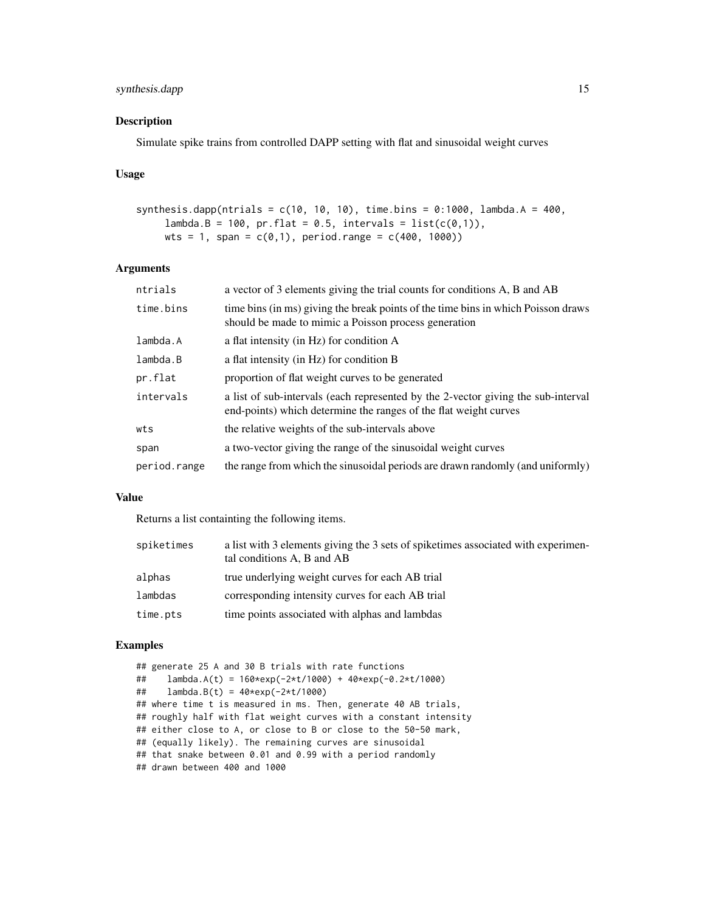### Description

Simulate spike trains from controlled DAPP setting with flat and sinusoidal weight curves

### Usage

```
synthesis.dapp(ntrials = c(10, 10, 10), time.bins = 0:1000, lambda.A = 400,
     lambda.B = 100, pr.flat = 0.5, intervals = list(c(0,1)),
     wts = 1, span = c(0,1), period.range = c(400, 1000))
```

### Arguments

| | |
|---|---|
| ntrials | a vector of 3 elements giving the trial counts for conditions A, B and AB |
| time.bins | time bins (in ms) giving the break points of the time bins in which Poisson draws should be made to mimic a Poisson process generation |
| lambda.A | a flat intensity (in Hz) for condition A |
| lambda.B | a flat intensity (in Hz) for condition B |
| pr.flat | proportion of flat weight curves to be generated |
| intervals | a list of sub-intervals (each represented by the 2-vector giving the sub-interval end-points) which determine the ranges of the flat weight curves |
| wts | the relative weights of the sub-intervals above |
| span | a two-vector giving the range of the sinusoidal weight curves |
| period.range | the range from which the sinusoidal periods are drawn randomly (and uniformly) |

### Value

Returns a list containting the following items.

| | |
|---|---|
| spiketimes | a list with 3 elements giving the 3 sets of spiketimes associated with experimental conditions A, B and AB |
| alphas | true underlying weight curves for each AB trial |
| lambdas | corresponding intensity curves for each AB trial |
| time.pts | time points associated with alphas and lambdas |

### Examples

```
## generate 25 A and 30 B trials with rate functions
##    lambda.A(t) = 160*exp(-2*t/1000) + 40*exp(-0.2*t/1000)
##    lambda.B(t) = 40*exp(-2*t/1000)
## where time t is measured in ms. Then, generate 40 AB trials,
## roughly half with flat weight curves with a constant intensity
## either close to A, or close to B or close to the 50-50 mark,
## (equally likely). The remaining curves are sinusoidal
## that snake between 0.01 and 0.99 with a period randomly
## drawn between 400 and 1000
```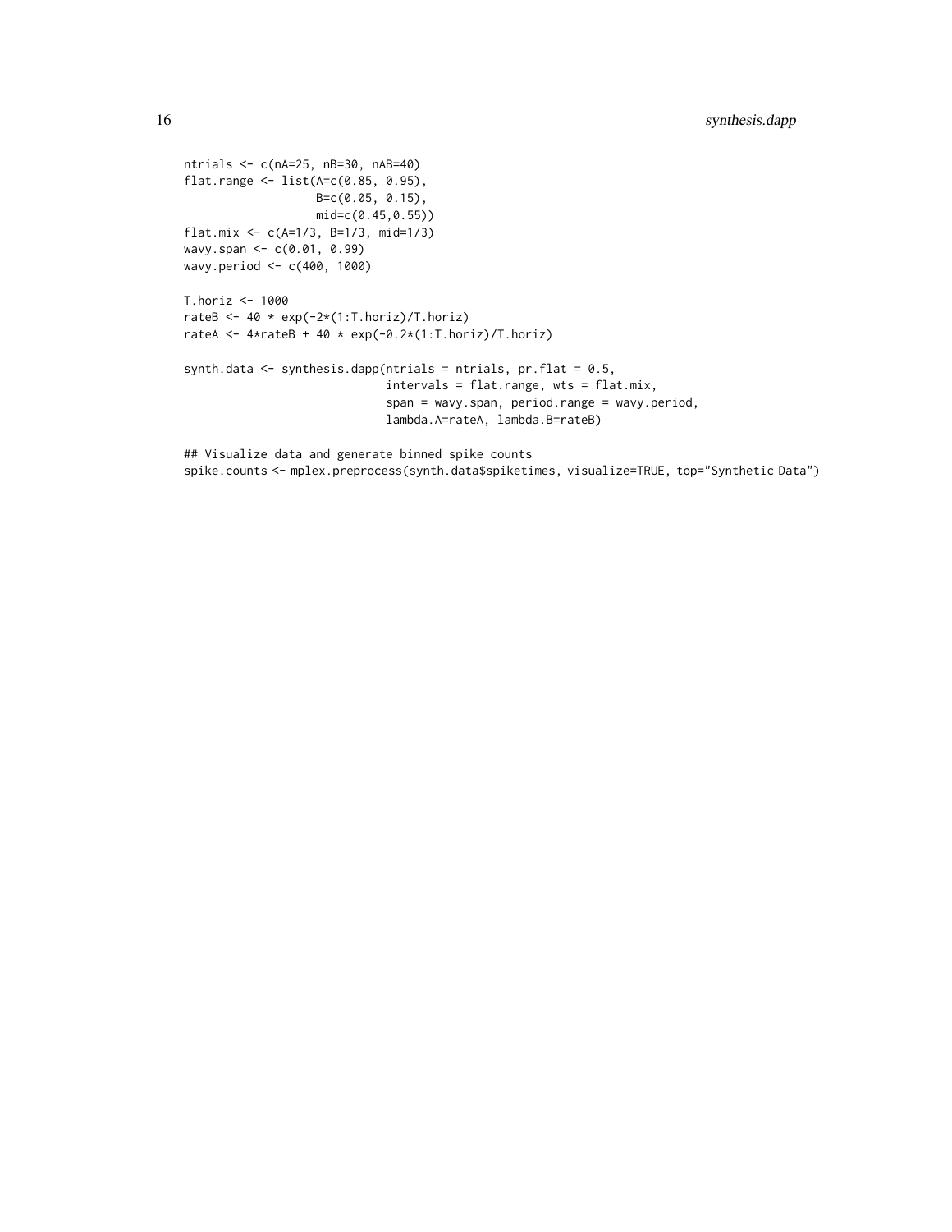```
ntrials <- c(nA=25, nB=30, nAB=40)
flat.range <- list(A=c(0.85, 0.95),
                   B=c(0.05, 0.15),
                   mid=c(0.45,0.55))
flat.mix <- c(A=1/3, B=1/3, mid=1/3)
wavy.span <- c(0.01, 0.99)
wavy.period <- c(400, 1000)

T.horiz <- 1000
rateB <- 40 * exp(-2*(1:T.horiz)/T.horiz)
rateA <- 4*rateB + 40 * exp(-0.2*(1:T.horiz)/T.horiz)

synth.data <- synthesis.dapp(ntrials = ntrials, pr.flat = 0.5,
                             intervals = flat.range, wts = flat.mix,
                             span = wavy.span, period.range = wavy.period,
                             lambda.A=rateA, lambda.B=rateB)

## Visualize data and generate binned spike counts
spike.counts <- mplex.preprocess(synth.data$spiketimes, visualize=TRUE, top="Synthetic Data")
```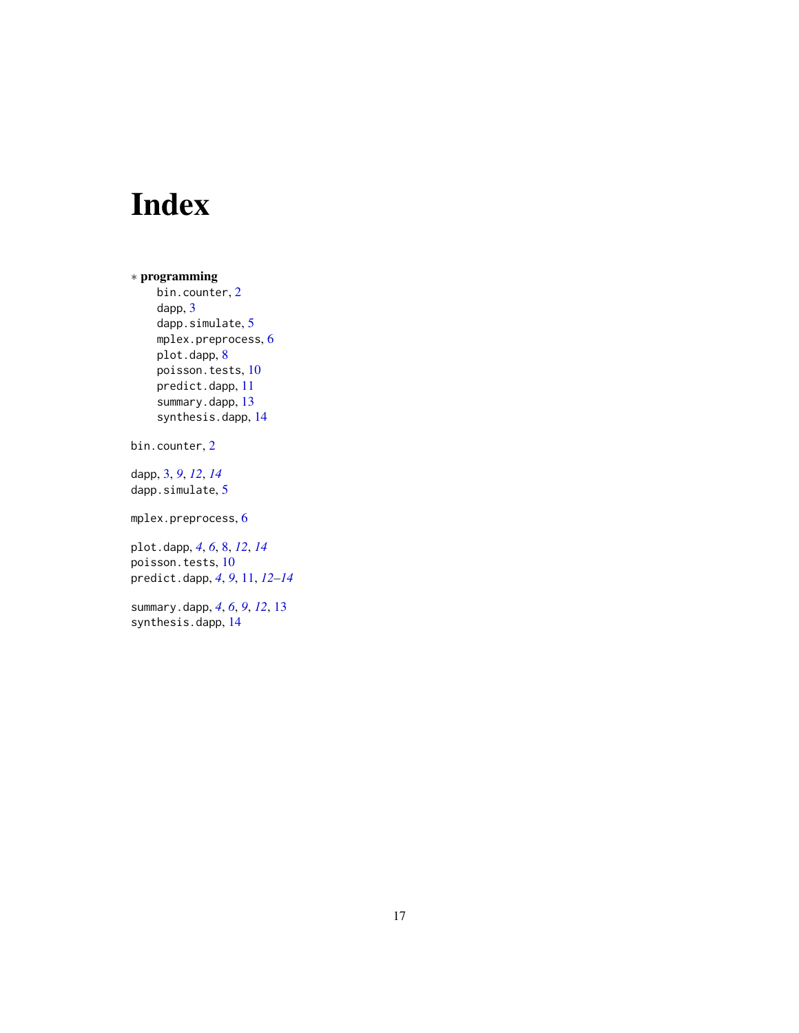# Index

∗ **programming**

- `bin.counter`, 2
- `dapp`, 3
- `dapp.simulate`, 5
- `mplex.preprocess`, 6
- `plot.dapp`, 8
- `poisson.tests`, 10
- `predict.dapp`, 11
- `summary.dapp`, 13
- `synthesis.dapp`, 14

`bin.counter`, 2

`dapp`, 3, *9*, *12*, *14*
`dapp.simulate`, 5

`mplex.preprocess`, 6

`plot.dapp`, *4*, *6*, 8, *12*, *14*
`poisson.tests`, 10
`predict.dapp`, *4*, *9*, 11, *12–14*

`summary.dapp`, *4*, *6*, *9*, *12*, 13
`synthesis.dapp`, 14